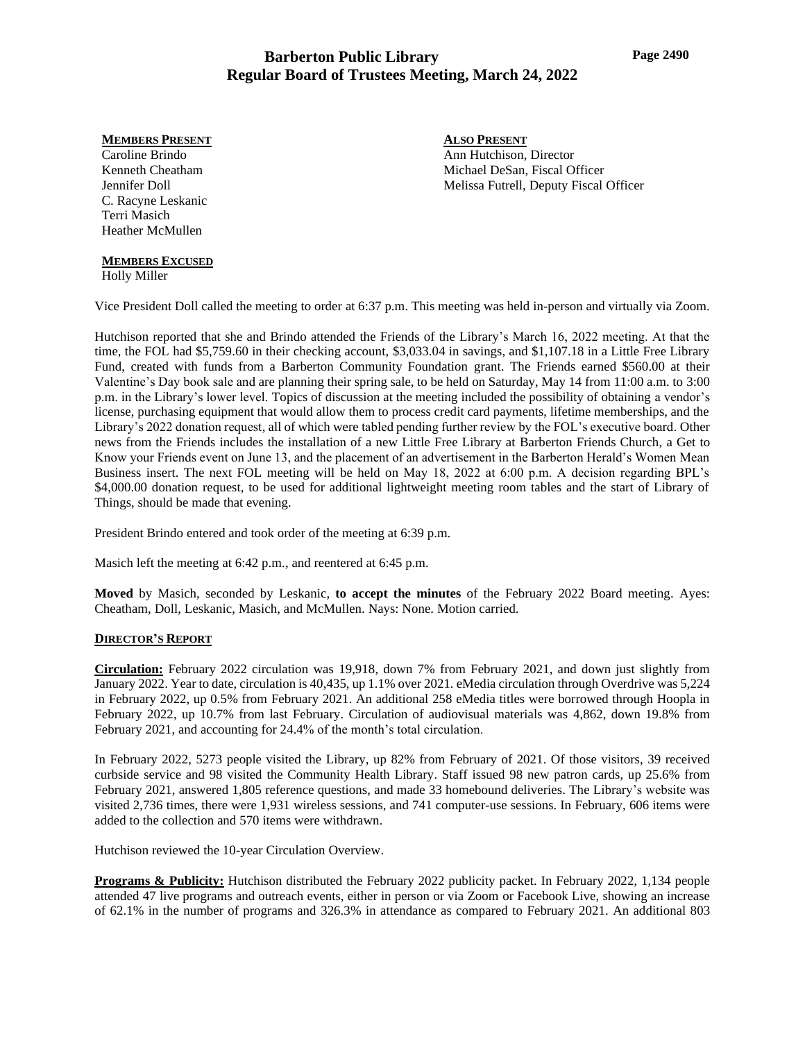# Barberton Public Library
## Regular Board of Trustees Meeting, March 24, 2022

**MEMBERS PRESENT**
Caroline Brindo
Kenneth Cheatham
Jennifer Doll
C. Racyne Leskanic
Terri Masich
Heather McMullen

**ALSO PRESENT**
Ann Hutchison, Director
Michael DeSan, Fiscal Officer
Melissa Futrell, Deputy Fiscal Officer

**MEMBERS EXCUSED**
Holly Miller

Vice President Doll called the meeting to order at 6:37 p.m. This meeting was held in-person and virtually via Zoom.

Hutchison reported that she and Brindo attended the Friends of the Library's March 16, 2022 meeting. At that the time, the FOL had $5,759.60 in their checking account, $3,033.04 in savings, and $1,107.18 in a Little Free Library Fund, created with funds from a Barberton Community Foundation grant. The Friends earned $560.00 at their Valentine's Day book sale and are planning their spring sale, to be held on Saturday, May 14 from 11:00 a.m. to 3:00 p.m. in the Library's lower level. Topics of discussion at the meeting included the possibility of obtaining a vendor's license, purchasing equipment that would allow them to process credit card payments, lifetime memberships, and the Library's 2022 donation request, all of which were tabled pending further review by the FOL's executive board. Other news from the Friends includes the installation of a new Little Free Library at Barberton Friends Church, a Get to Know your Friends event on June 13, and the placement of an advertisement in the Barberton Herald's Women Mean Business insert. The next FOL meeting will be held on May 18, 2022 at 6:00 p.m. A decision regarding BPL's $4,000.00 donation request, to be used for additional lightweight meeting room tables and the start of Library of Things, should be made that evening.

President Brindo entered and took order of the meeting at 6:39 p.m.

Masich left the meeting at 6:42 p.m., and reentered at 6:45 p.m.

**Moved** by Masich, seconded by Leskanic, **to accept the minutes** of the February 2022 Board meeting. Ayes: Cheatham, Doll, Leskanic, Masich, and McMullen. Nays: None. Motion carried.

**DIRECTOR'S REPORT**

**Circulation:** February 2022 circulation was 19,918, down 7% from February 2021, and down just slightly from January 2022. Year to date, circulation is 40,435, up 1.1% over 2021. eMedia circulation through Overdrive was 5,224 in February 2022, up 0.5% from February 2021. An additional 258 eMedia titles were borrowed through Hoopla in February 2022, up 10.7% from last February. Circulation of audiovisual materials was 4,862, down 19.8% from February 2021, and accounting for 24.4% of the month's total circulation.

In February 2022, 5273 people visited the Library, up 82% from February of 2021. Of those visitors, 39 received curbside service and 98 visited the Community Health Library. Staff issued 98 new patron cards, up 25.6% from February 2021, answered 1,805 reference questions, and made 33 homebound deliveries. The Library's website was visited 2,736 times, there were 1,931 wireless sessions, and 741 computer-use sessions. In February, 606 items were added to the collection and 570 items were withdrawn.

Hutchison reviewed the 10-year Circulation Overview.

**Programs & Publicity:** Hutchison distributed the February 2022 publicity packet. In February 2022, 1,134 people attended 47 live programs and outreach events, either in person or via Zoom or Facebook Live, showing an increase of 62.1% in the number of programs and 326.3% in attendance as compared to February 2021. An additional 803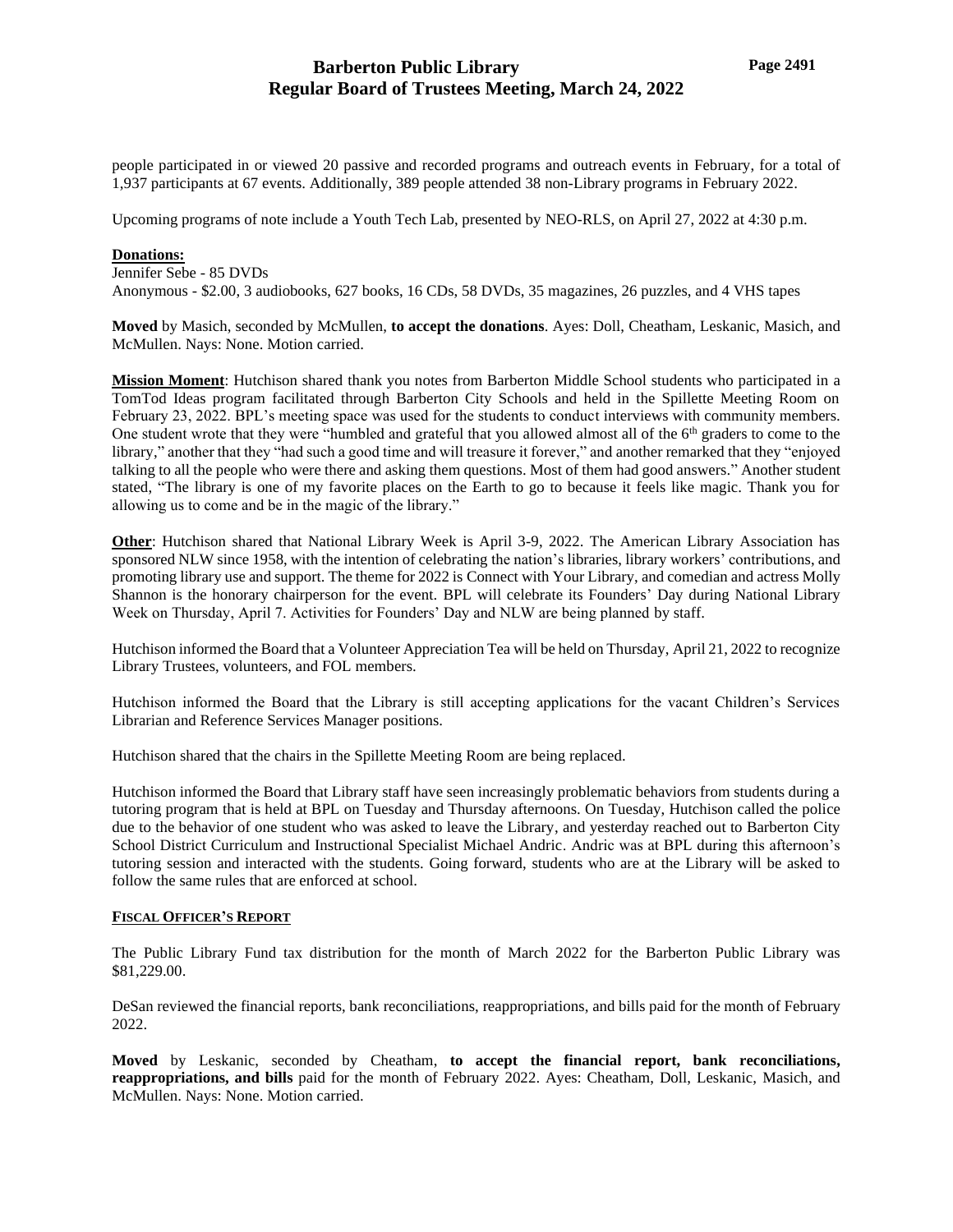people participated in or viewed 20 passive and recorded programs and outreach events in February, for a total of 1,937 participants at 67 events. Additionally, 389 people attended 38 non-Library programs in February 2022.

Upcoming programs of note include a Youth Tech Lab, presented by NEO-RLS, on April 27, 2022 at 4:30 p.m.

**Donations:**

Jennifer Sebe - 85 DVDs
Anonymous - $2.00, 3 audiobooks, 627 books, 16 CDs, 58 DVDs, 35 magazines, 26 puzzles, and 4 VHS tapes

**Moved** by Masich, seconded by McMullen, **to accept the donations**. Ayes: Doll, Cheatham, Leskanic, Masich, and McMullen. Nays: None. Motion carried.

**Mission Moment**: Hutchison shared thank you notes from Barberton Middle School students who participated in a TomTod Ideas program facilitated through Barberton City Schools and held in the Spillette Meeting Room on February 23, 2022. BPL's meeting space was used for the students to conduct interviews with community members. One student wrote that they were "humbled and grateful that you allowed almost all of the 6th graders to come to the library," another that they "had such a good time and will treasure it forever," and another remarked that they "enjoyed talking to all the people who were there and asking them questions. Most of them had good answers." Another student stated, "The library is one of my favorite places on the Earth to go to because it feels like magic. Thank you for allowing us to come and be in the magic of the library."

**Other**: Hutchison shared that National Library Week is April 3-9, 2022. The American Library Association has sponsored NLW since 1958, with the intention of celebrating the nation's libraries, library workers' contributions, and promoting library use and support. The theme for 2022 is Connect with Your Library, and comedian and actress Molly Shannon is the honorary chairperson for the event. BPL will celebrate its Founders' Day during National Library Week on Thursday, April 7. Activities for Founders' Day and NLW are being planned by staff.

Hutchison informed the Board that a Volunteer Appreciation Tea will be held on Thursday, April 21, 2022 to recognize Library Trustees, volunteers, and FOL members.

Hutchison informed the Board that the Library is still accepting applications for the vacant Children's Services Librarian and Reference Services Manager positions.

Hutchison shared that the chairs in the Spillette Meeting Room are being replaced.

Hutchison informed the Board that Library staff have seen increasingly problematic behaviors from students during a tutoring program that is held at BPL on Tuesday and Thursday afternoons. On Tuesday, Hutchison called the police due to the behavior of one student who was asked to leave the Library, and yesterday reached out to Barberton City School District Curriculum and Instructional Specialist Michael Andric. Andric was at BPL during this afternoon's tutoring session and interacted with the students. Going forward, students who are at the Library will be asked to follow the same rules that are enforced at school.

## FISCAL OFFICER'S REPORT

The Public Library Fund tax distribution for the month of March 2022 for the Barberton Public Library was $81,229.00.

DeSan reviewed the financial reports, bank reconciliations, reappropriations, and bills paid for the month of February 2022.

**Moved** by Leskanic, seconded by Cheatham, **to accept the financial report, bank reconciliations, reappropriations, and bills** paid for the month of February 2022. Ayes: Cheatham, Doll, Leskanic, Masich, and McMullen. Nays: None. Motion carried.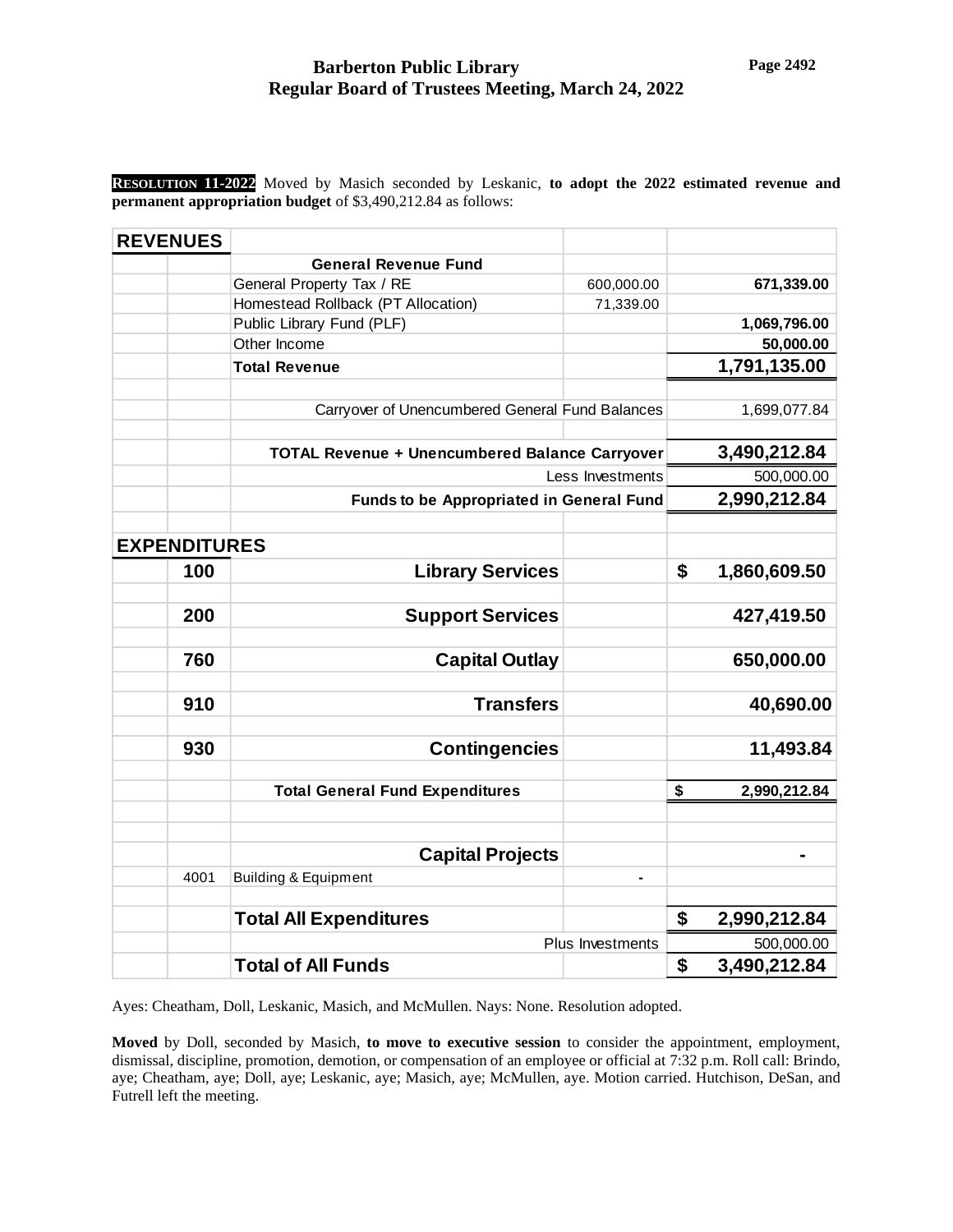**RESOLUTION 11-2022** Moved by Masich seconded by Leskanic, **to adopt the 2022 estimated revenue and permanent appropriation budget** of $3,490,212.84 as follows:

| | | | | |
|---|---|---|---|---|
| **REVENUES** | | | | |
| | | **General Revenue Fund** | | |
| | | General Property Tax / RE | 600,000.00 | **671,339.00** |
| | | Homestead Rollback (PT Allocation) | 71,339.00 | |
| | | Public Library Fund (PLF) | | **1,069,796.00** |
| | | Other Income | | **50,000.00** |
| | | **Total Revenue** | | **1,791,135.00** |
| | | | | |
| | | Carryover of Unencumbered General Fund Balances | | 1,699,077.84 |
| | | | | |
| | | **TOTAL Revenue + Unencumbered Balance Carryover** | | **3,490,212.84** |
| | | Less Investments | | 500,000.00 |
| | | **Funds to be Appropriated in General Fund** | | **2,990,212.84** |
| | | | | |
| **EXPENDITURES** | | | | |
| | **100** | **Library Services** | | **$ 1,860,609.50** |
| | **200** | **Support Services** | | **427,419.50** |
| | **760** | **Capital Outlay** | | **650,000.00** |
| | **910** | **Transfers** | | **40,690.00** |
| | **930** | **Contingencies** | | **11,493.84** |
| | | **Total General Fund Expenditures** | | **$ 2,990,212.84** |
| | | | | |
| | | **Capital Projects** | | **-** |
| | 4001 | Building & Equipment | - | |
| | | | | |
| | | **Total All Expenditures** | | **$ 2,990,212.84** |
| | | Plus Investments | | 500,000.00 |
| | | **Total of All Funds** | | **$ 3,490,212.84** |

Ayes: Cheatham, Doll, Leskanic, Masich, and McMullen. Nays: None. Resolution adopted.

**Moved** by Doll, seconded by Masich, **to move to executive session** to consider the appointment, employment, dismissal, discipline, promotion, demotion, or compensation of an employee or official at 7:32 p.m. Roll call: Brindo, aye; Cheatham, aye; Doll, aye; Leskanic, aye; Masich, aye; McMullen, aye. Motion carried. Hutchison, DeSan, and Futrell left the meeting.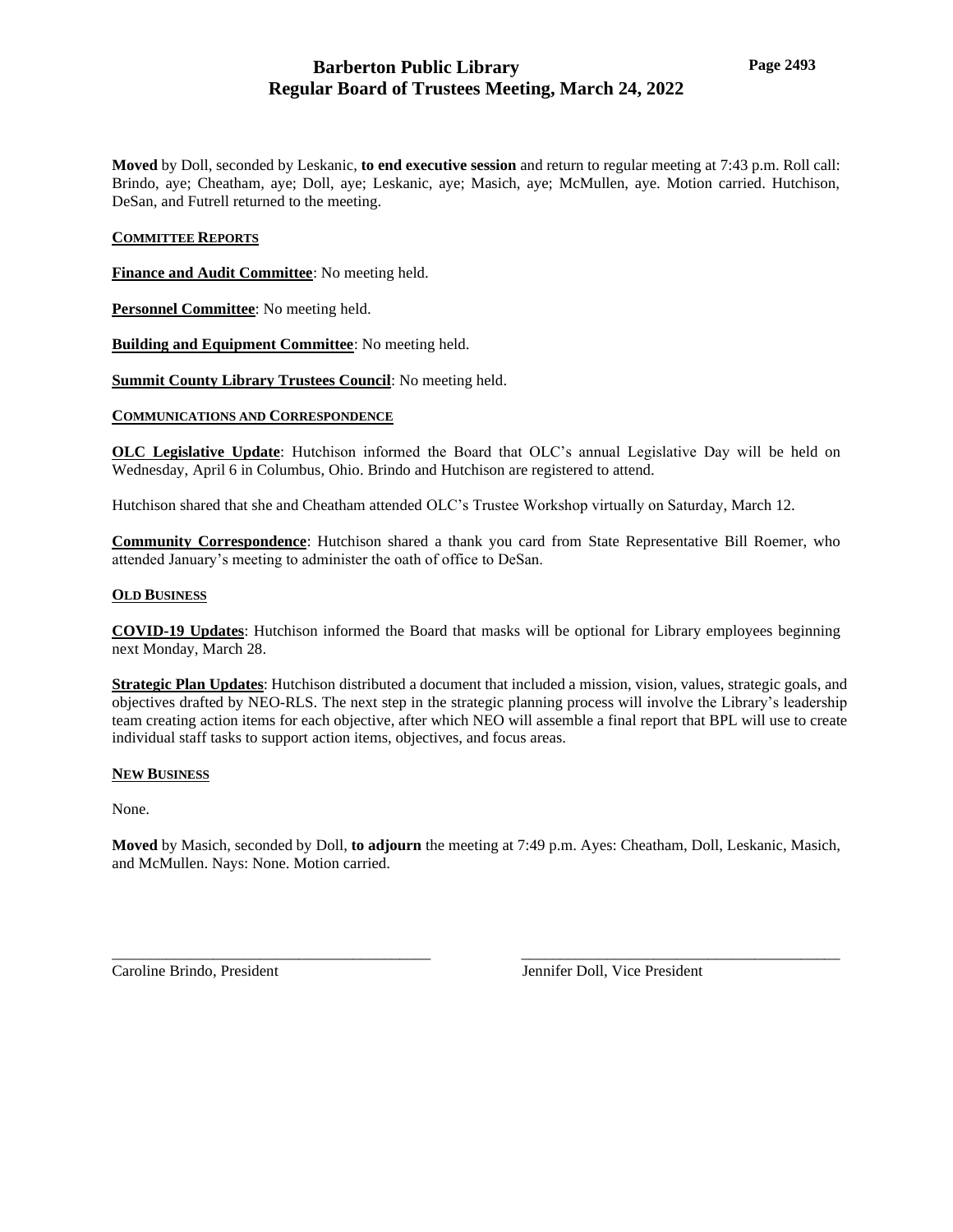**Moved** by Doll, seconded by Leskanic, **to end executive session** and return to regular meeting at 7:43 p.m. Roll call: Brindo, aye; Cheatham, aye; Doll, aye; Leskanic, aye; Masich, aye; McMullen, aye. Motion carried. Hutchison, DeSan, and Futrell returned to the meeting.

**COMMITTEE REPORTS**

**Finance and Audit Committee**: No meeting held.

**Personnel Committee**: No meeting held.

**Building and Equipment Committee**: No meeting held.

**Summit County Library Trustees Council**: No meeting held.

**COMMUNICATIONS AND CORRESPONDENCE**

**OLC Legislative Update**: Hutchison informed the Board that OLC's annual Legislative Day will be held on Wednesday, April 6 in Columbus, Ohio. Brindo and Hutchison are registered to attend.

Hutchison shared that she and Cheatham attended OLC's Trustee Workshop virtually on Saturday, March 12.

**Community Correspondence**: Hutchison shared a thank you card from State Representative Bill Roemer, who attended January's meeting to administer the oath of office to DeSan.

**OLD BUSINESS**

**COVID-19 Updates**: Hutchison informed the Board that masks will be optional for Library employees beginning next Monday, March 28.

**Strategic Plan Updates**: Hutchison distributed a document that included a mission, vision, values, strategic goals, and objectives drafted by NEO-RLS. The next step in the strategic planning process will involve the Library's leadership team creating action items for each objective, after which NEO will assemble a final report that BPL will use to create individual staff tasks to support action items, objectives, and focus areas.

**NEW BUSINESS**

None.

**Moved** by Masich, seconded by Doll, **to adjourn** the meeting at 7:49 p.m. Ayes: Cheatham, Doll, Leskanic, Masich, and McMullen. Nays: None. Motion carried.

\_\_\_\_\_\_\_\_\_\_\_\_\_\_\_\_\_\_\_\_\_\_\_\_\_\_\_\_\_\_\_\_\_\_\_\_\_\_\_\_
Caroline Brindo, President

\_\_\_\_\_\_\_\_\_\_\_\_\_\_\_\_\_\_\_\_\_\_\_\_\_\_\_\_\_\_\_\_\_\_\_\_\_\_\_\_
Jennifer Doll, Vice President